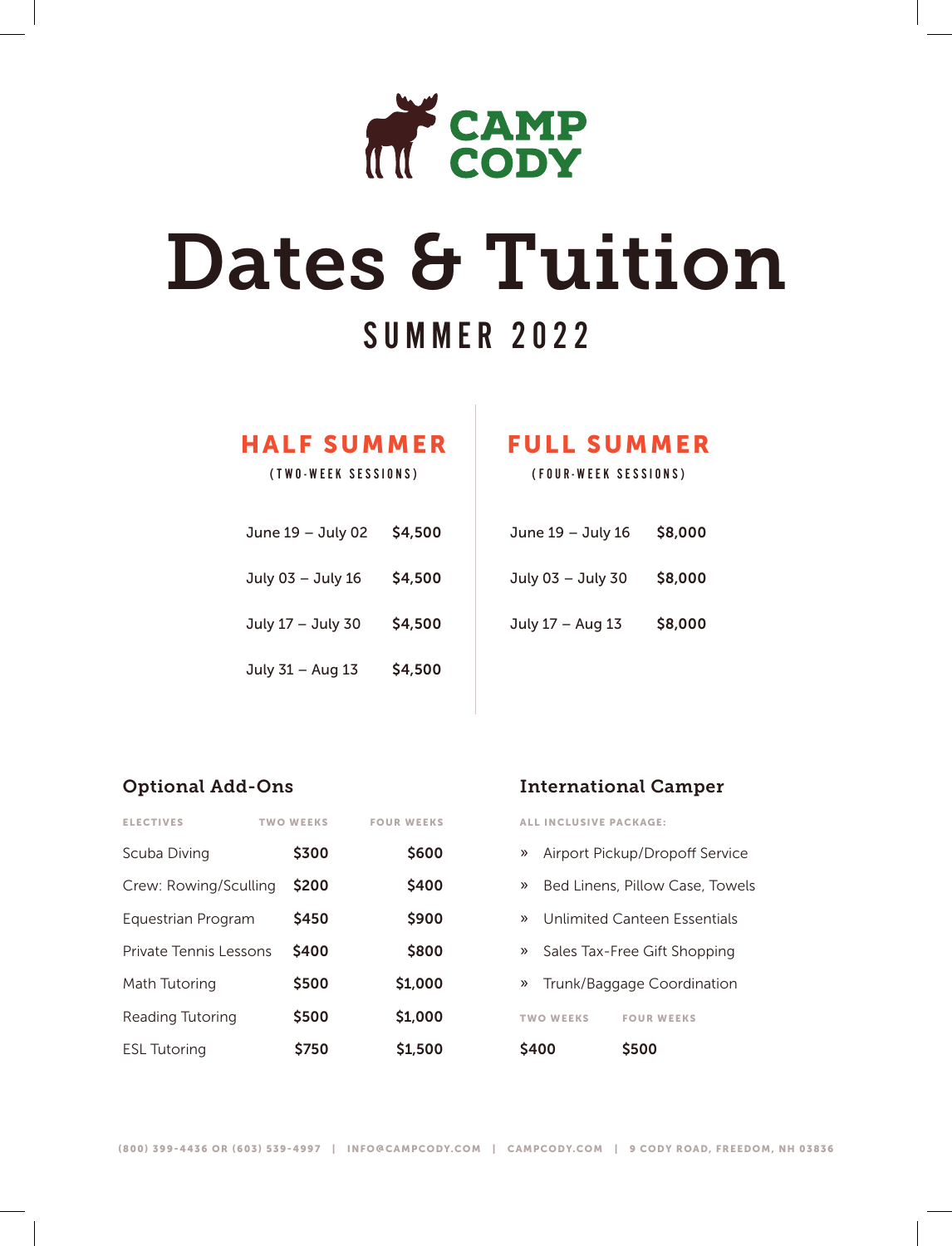CAMP CODY

# Dates & Tuition

## SUMMER 2022

### HALF SUMMER

(TWO-WEEK SESSIONS)

| Dates | Tuition |
|---|---|
| June 19 – July 02 | $4,500 |
| July 03 – July 16 | $4,500 |
| July 17 – July 30 | $4,500 |
| July 31 – Aug 13 | $4,500 |

### FULL SUMMER

(FOUR-WEEK SESSIONS)

| Dates | Tuition |
|---|---|
| June 19 – July 16 | $8,000 |
| July 03 – July 30 | $8,000 |
| July 17 – Aug 13 | $8,000 |

### Optional Add-Ons

| ELECTIVES | TWO WEEKS | FOUR WEEKS |
|---|---|---|
| Scuba Diving | $300 | $600 |
| Crew: Rowing/Sculling | $200 | $400 |
| Equestrian Program | $450 | $900 |
| Private Tennis Lessons | $400 | $800 |
| Math Tutoring | $500 | $1,000 |
| Reading Tutoring | $500 | $1,000 |
| ESL Tutoring | $750 | $1,500 |

### International Camper

ALL INCLUSIVE PACKAGE:

- Airport Pickup/Dropoff Service
- Bed Linens, Pillow Case, Towels
- Unlimited Canteen Essentials
- Sales Tax-Free Gift Shopping
- Trunk/Baggage Coordination

| TWO WEEKS | FOUR WEEKS |
|---|---|
| $400 | $500 |

(800) 399-4436 OR (603) 539-4997 | INFO@CAMPCODY.COM | CAMPCODY.COM | 9 CODY ROAD, FREEDOM, NH 03836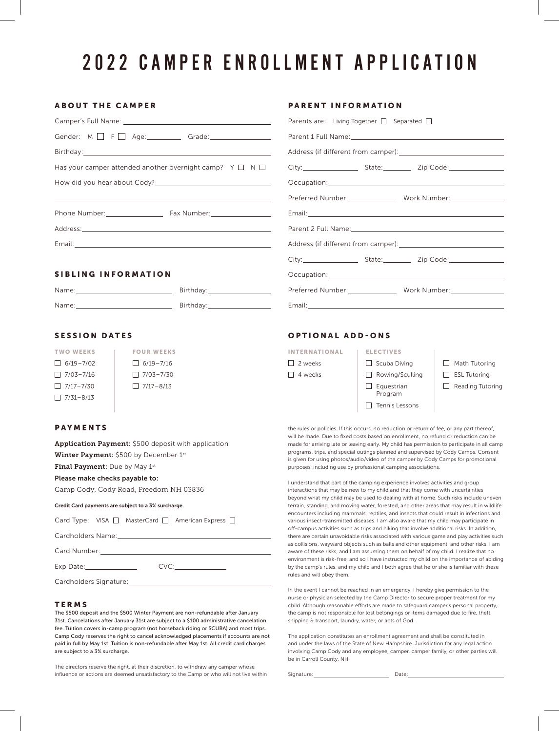# 2022 CAMPER ENROLLMENT APPLICATION

## ABOUT THE CAMPER

Camper's Full Name: ______________________

Gender: M ☐ F ☐ Age: ________ Grade: ______________

Birthday: ______________________

Has your camper attended another overnight camp? Y ☐ N ☐

How did you hear about Cody? ______________________

______________________

Phone Number: ______________ Fax Number: ______________

Address: ______________________

Email: ______________________

## SIBLING INFORMATION

Name: ______________________ Birthday: ______________

Name: ______________________ Birthday: ______________

## PARENT INFORMATION

Parents are: Living Together ☐ Separated ☐

Parent 1 Full Name: ______________________

Address (if different from camper): ______________________

City: ______________ State: ________ Zip Code: ______________

Occupation: ______________________

Preferred Number: ______________ Work Number: ______________

Email: ______________________

Parent 2 Full Name: ______________________

Address (if different from camper): ______________________

City: ______________ State: ________ Zip Code: ______________

Occupation: ______________________

Preferred Number: ______________ Work Number: ______________

Email: ______________________

## SESSION DATES

**TWO WEEKS**

- ☐ 6/19–7/02
- ☐ 7/03–7/16
- ☐ 7/17–7/30
- ☐ 7/31–8/13

**FOUR WEEKS**

- ☐ 6/19–7/16
- ☐ 7/03–7/30
- ☐ 7/17–8/13

## OPTIONAL ADD-ONS

**INTERNATIONAL**

- ☐ 2 weeks
- ☐ 4 weeks

**ELECTIVES**

- ☐ Scuba Diving
- ☐ Rowing/Sculling
- ☐ Equestrian Program
- ☐ Tennis Lessons
- ☐ Math Tutoring
- ☐ ESL Tutoring
- ☐ Reading Tutoring

## PAYMENTS

**Application Payment:** $500 deposit with application

**Winter Payment:** $500 by December 1st

**Final Payment:** Due by May 1st

**Please make checks payable to:**

Camp Cody, Cody Road, Freedom NH 03836

**Credit Card payments are subject to a 3% surcharge.**

Card Type: VISA ☐ MasterCard ☐ American Express ☐

Cardholders Name: ______________________

Card Number: ______________________

Exp Date: ______________ CVC: ______________

Cardholders Signature: ______________________

## TERMS

The $500 deposit and the $500 Winter Payment are non-refundable after January 31st. Cancelations after January 31st are subject to a $100 administrative cancelation fee. Tuition covers in-camp program (not horseback riding or SCUBA) and most trips. Camp Cody reserves the right to cancel acknowledged placements if accounts are not paid in full by May 1st. Tuition is non-refundable after May 1st. All credit card charges are subject to a 3% surcharge.

The directors reserve the right, at their discretion, to withdraw any camper whose influence or actions are deemed unsatisfactory to the Camp or who will not live within the rules or policies. If this occurs, no reduction or return of fee, or any part thereof, will be made. Due to fixed costs based on enrollment, no refund or reduction can be made for arriving late or leaving early. My child has permission to participate in all camp programs, trips, and special outings planned and supervised by Cody Camps. Consent is given for using photos/audio/video of the camper by Cody Camps for promotional purposes, including use by professional camping associations.

I understand that part of the camping experience involves activities and group interactions that may be new to my child and that they come with uncertainties beyond what my child may be used to dealing with at home. Such risks include uneven terrain, standing, and moving water, forested, and other areas that may result in wildlife encounters including mammals, reptiles, and insects that could result in infections and various insect-transmitted diseases. I am also aware that my child may participate in off-campus activities such as trips and hiking that involve additional risks. In addition, there are certain unavoidable risks associated with various game and play activities such as collisions, wayward objects such as balls and other equipment, and other risks. I am aware of these risks, and I am assuming them on behalf of my child. I realize that no environment is risk-free, and so I have instructed my child on the importance of abiding by the camp's rules, and my child and I both agree that he or she is familiar with these rules and will obey them.

In the event I cannot be reached in an emergency, I hereby give permission to the nurse or physician selected by the Camp Director to secure proper treatment for my child. Although reasonable efforts are made to safeguard camper's personal property, the camp is not responsible for lost belongings or items damaged due to fire, theft, shipping & transport, laundry, water, or acts of God.

The application constitutes an enrollment agreement and shall be constituted in and under the laws of the State of New Hampshire. Jurisdiction for any legal action involving Camp Cody and any employee, camper, camper family, or other parties will be in Carroll County, NH.

Signature: ______________________ Date: ______________________